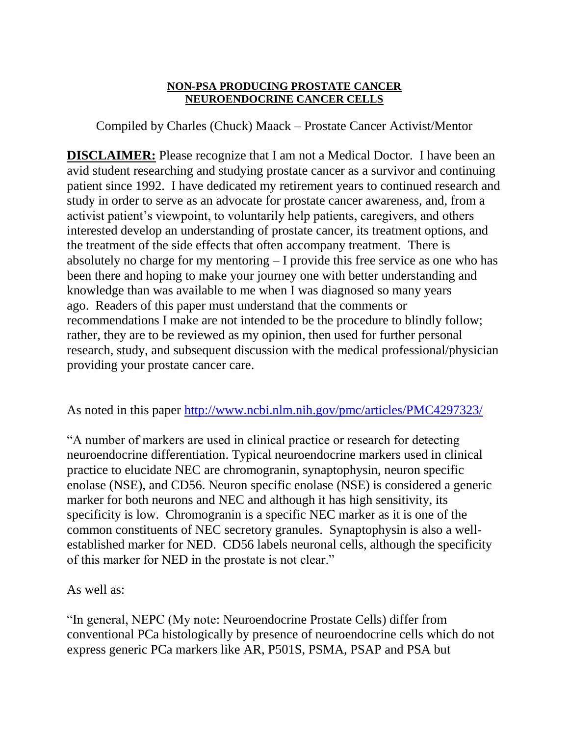**NON-PSA PRODUCING PROSTATE CANCER**
**NEUROENDOCRINE CANCER CELLS**

Compiled by Charles (Chuck) Maack – Prostate Cancer Activist/Mentor

**DISCLAIMER:** Please recognize that I am not a Medical Doctor. I have been an avid student researching and studying prostate cancer as a survivor and continuing patient since 1992. I have dedicated my retirement years to continued research and study in order to serve as an advocate for prostate cancer awareness, and, from a activist patient's viewpoint, to voluntarily help patients, caregivers, and others interested develop an understanding of prostate cancer, its treatment options, and the treatment of the side effects that often accompany treatment. There is absolutely no charge for my mentoring – I provide this free service as one who has been there and hoping to make your journey one with better understanding and knowledge than was available to me when I was diagnosed so many years ago. Readers of this paper must understand that the comments or recommendations I make are not intended to be the procedure to blindly follow; rather, they are to be reviewed as my opinion, then used for further personal research, study, and subsequent discussion with the medical professional/physician providing your prostate cancer care.

As noted in this paper [http://www.ncbi.nlm.nih.gov/pmc/articles/PMC4297323/](http://www.ncbi.nlm.nih.gov/pmc/articles/PMC4297323/)

"A number of markers are used in clinical practice or research for detecting neuroendocrine differentiation. Typical neuroendocrine markers used in clinical practice to elucidate NEC are chromogranin, synaptophysin, neuron specific enolase (NSE), and CD56. Neuron specific enolase (NSE) is considered a generic marker for both neurons and NEC and although it has high sensitivity, its specificity is low. Chromogranin is a specific NEC marker as it is one of the common constituents of NEC secretory granules. Synaptophysin is also a well-established marker for NED. CD56 labels neuronal cells, although the specificity of this marker for NED in the prostate is not clear."

As well as:

"In general, NEPC (My note: Neuroendocrine Prostate Cells) differ from conventional PCa histologically by presence of neuroendocrine cells which do not express generic PCa markers like AR, P501S, PSMA, PSAP and PSA but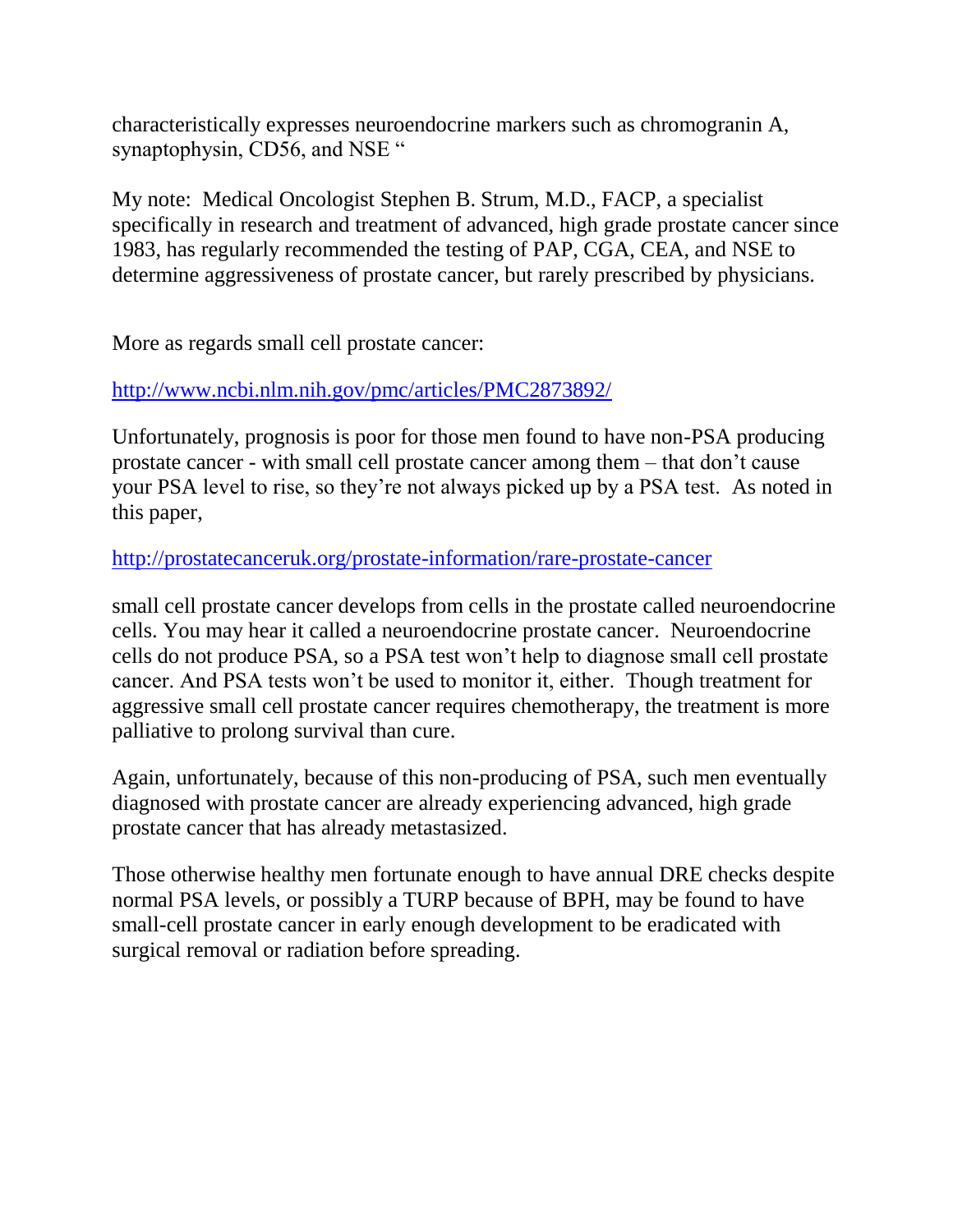characteristically expresses neuroendocrine markers such as chromogranin A, synaptophysin, CD56, and NSE "

My note: Medical Oncologist Stephen B. Strum, M.D., FACP, a specialist specifically in research and treatment of advanced, high grade prostate cancer since 1983, has regularly recommended the testing of PAP, CGA, CEA, and NSE to determine aggressiveness of prostate cancer, but rarely prescribed by physicians.

More as regards small cell prostate cancer:

http://www.ncbi.nlm.nih.gov/pmc/articles/PMC2873892/

Unfortunately, prognosis is poor for those men found to have non-PSA producing prostate cancer - with small cell prostate cancer among them – that don't cause your PSA level to rise, so they're not always picked up by a PSA test. As noted in this paper,

http://prostatecanceruk.org/prostate-information/rare-prostate-cancer

small cell prostate cancer develops from cells in the prostate called neuroendocrine cells. You may hear it called a neuroendocrine prostate cancer. Neuroendocrine cells do not produce PSA, so a PSA test won't help to diagnose small cell prostate cancer. And PSA tests won't be used to monitor it, either. Though treatment for aggressive small cell prostate cancer requires chemotherapy, the treatment is more palliative to prolong survival than cure.

Again, unfortunately, because of this non-producing of PSA, such men eventually diagnosed with prostate cancer are already experiencing advanced, high grade prostate cancer that has already metastasized.

Those otherwise healthy men fortunate enough to have annual DRE checks despite normal PSA levels, or possibly a TURP because of BPH, may be found to have small-cell prostate cancer in early enough development to be eradicated with surgical removal or radiation before spreading.